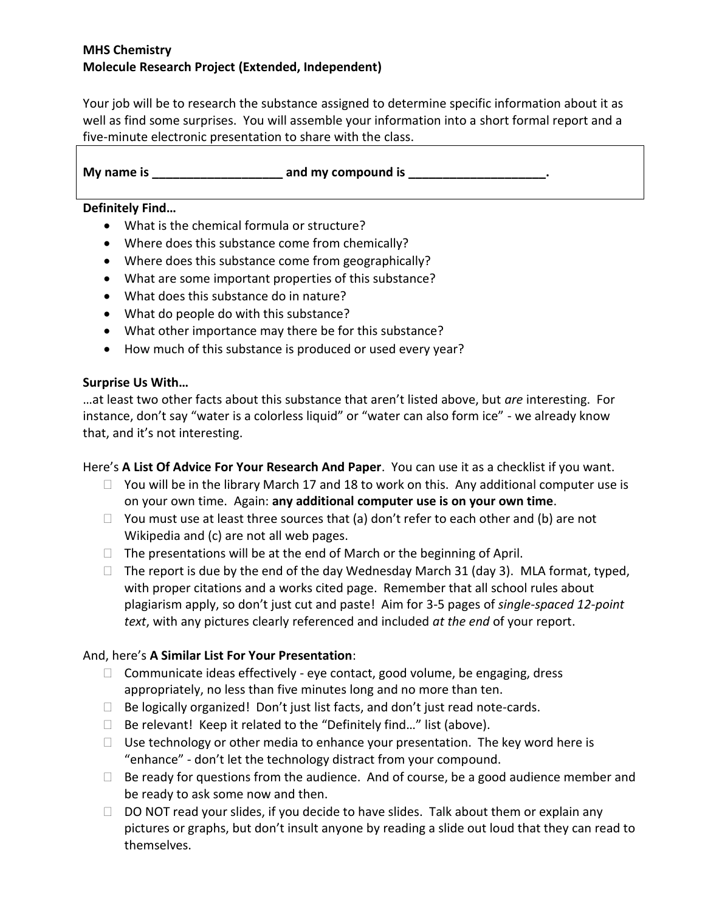**MHS Chemistry**
**Molecule Research Project (Extended, Independent)**

Your job will be to research the substance assigned to determine specific information about it as well as find some surprises. You will assemble your information into a short formal report and a five-minute electronic presentation to share with the class.

**My name is ___________________ and my compound is ____________________.**

**Definitely Find…**

- What is the chemical formula or structure?
- Where does this substance come from chemically?
- Where does this substance come from geographically?
- What are some important properties of this substance?
- What does this substance do in nature?
- What do people do with this substance?
- What other importance may there be for this substance?
- How much of this substance is produced or used every year?

**Surprise Us With…**

…at least two other facts about this substance that aren't listed above, but *are* interesting. For instance, don't say "water is a colorless liquid" or "water can also form ice" - we already know that, and it's not interesting.

Here's **A List Of Advice For Your Research And Paper**. You can use it as a checklist if you want.

- ☐ You will be in the library March 17 and 18 to work on this. Any additional computer use is on your own time. Again: **any additional computer use is on your own time**.
- ☐ You must use at least three sources that (a) don't refer to each other and (b) are not Wikipedia and (c) are not all web pages.
- ☐ The presentations will be at the end of March or the beginning of April.
- ☐ The report is due by the end of the day Wednesday March 31 (day 3). MLA format, typed, with proper citations and a works cited page. Remember that all school rules about plagiarism apply, so don't just cut and paste! Aim for 3-5 pages of *single-spaced 12-point text*, with any pictures clearly referenced and included *at the end* of your report.

And, here's **A Similar List For Your Presentation**:

- ☐ Communicate ideas effectively - eye contact, good volume, be engaging, dress appropriately, no less than five minutes long and no more than ten.
- ☐ Be logically organized! Don't just list facts, and don't just read note-cards.
- ☐ Be relevant! Keep it related to the "Definitely find…" list (above).
- ☐ Use technology or other media to enhance your presentation. The key word here is "enhance" - don't let the technology distract from your compound.
- ☐ Be ready for questions from the audience. And of course, be a good audience member and be ready to ask some now and then.
- ☐ DO NOT read your slides, if you decide to have slides. Talk about them or explain any pictures or graphs, but don't insult anyone by reading a slide out loud that they can read to themselves.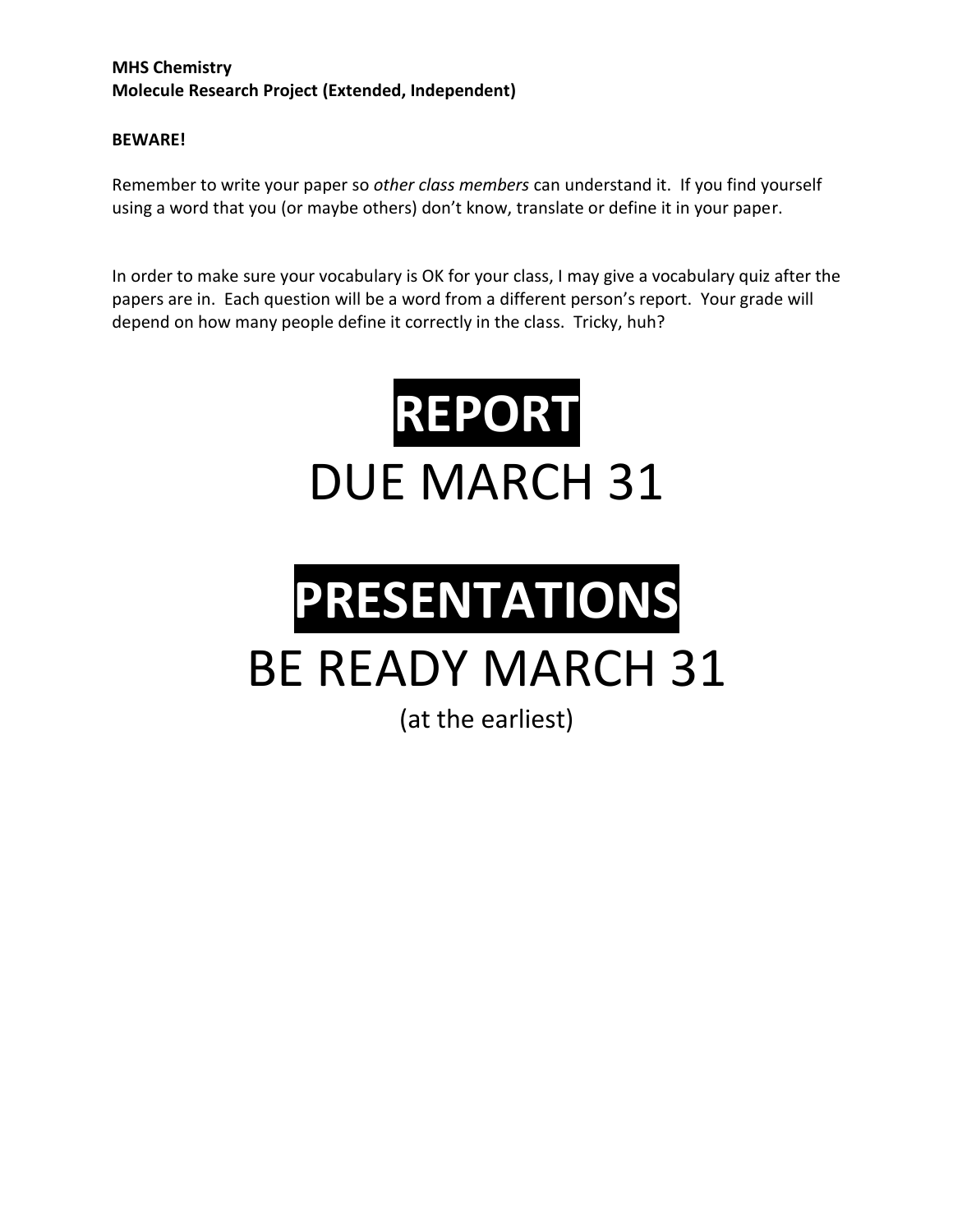**MHS Chemistry**
**Molecule Research Project (Extended, Independent)**

**BEWARE!**

Remember to write your paper so *other class members* can understand it. If you find yourself using a word that you (or maybe others) don't know, translate or define it in your paper.

In order to make sure your vocabulary is OK for your class, I may give a vocabulary quiz after the papers are in. Each question will be a word from a different person's report. Your grade will depend on how many people define it correctly in the class. Tricky, huh?

# REPORT

# DUE MARCH 31

# PRESENTATIONS

# BE READY MARCH 31

(at the earliest)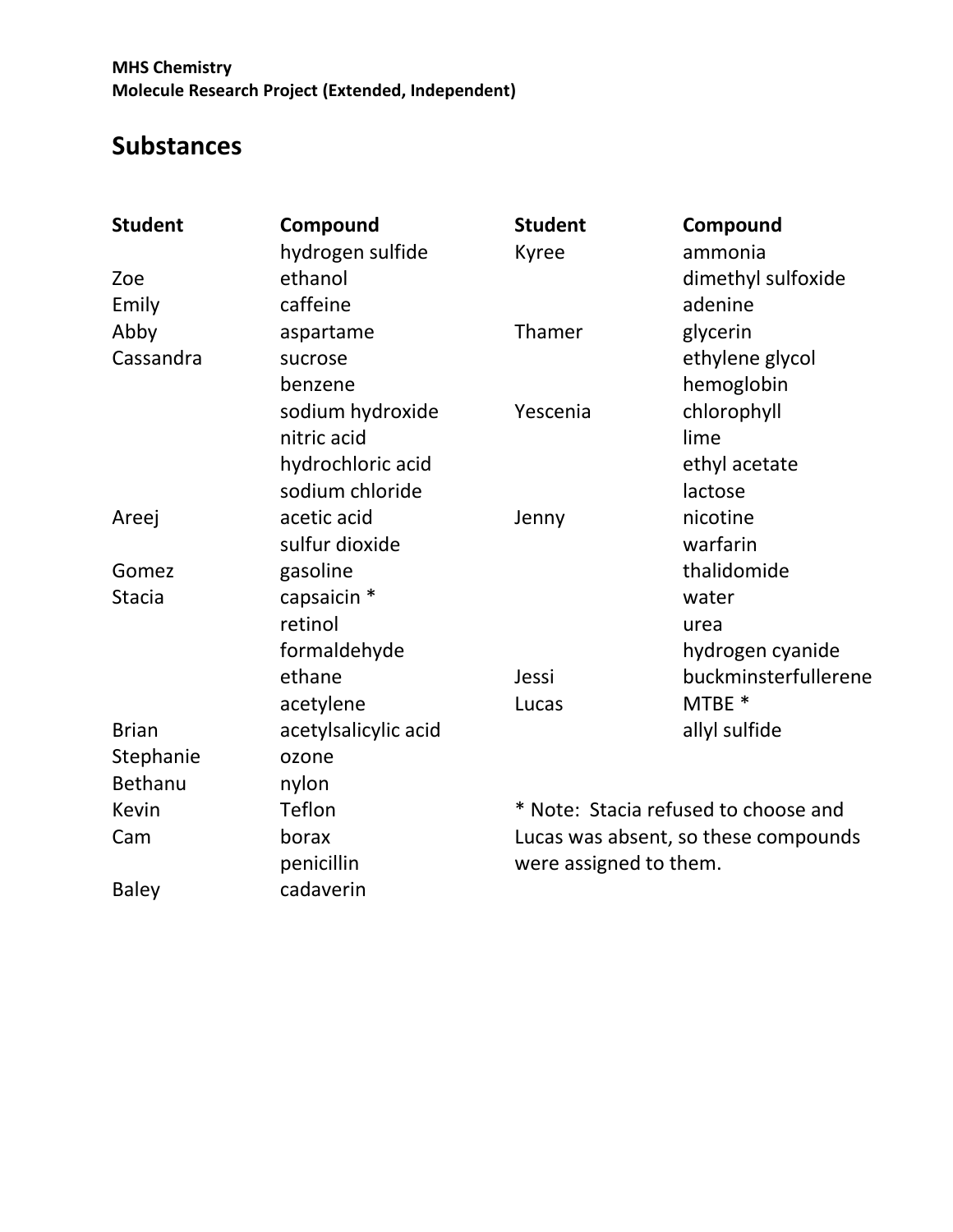**MHS Chemistry**
**Molecule Research Project (Extended, Independent)**

## Substances

| Student | Compound | Student | Compound |
|---|---|---|---|
| | hydrogen sulfide | Kyree | ammonia |
| Zoe | ethanol | | dimethyl sulfoxide |
| Emily | caffeine | | adenine |
| Abby | aspartame | Thamer | glycerin |
| Cassandra | sucrose | | ethylene glycol |
| | benzene | | hemoglobin |
| | sodium hydroxide | Yescenia | chlorophyll |
| | nitric acid | | lime |
| | hydrochloric acid | | ethyl acetate |
| | sodium chloride | | lactose |
| Areej | acetic acid | Jenny | nicotine |
| | sulfur dioxide | | warfarin |
| Gomez | gasoline | | thalidomide |
| Stacia | capsaicin * | | water |
| | retinol | | urea |
| | formaldehyde | | hydrogen cyanide |
| | ethane | Jessi | buckminsterfullerene |
| | acetylene | Lucas | MTBE * |
| Brian | acetylsalicylic acid | | allyl sulfide |
| Stephanie | ozone | | |
| Bethanu | nylon | | |
| Kevin | Teflon | | |
| Cam | borax | | |
| | penicillin | | |
| Baley | cadaverin | | |

* Note: Stacia refused to choose and Lucas was absent, so these compounds were assigned to them.